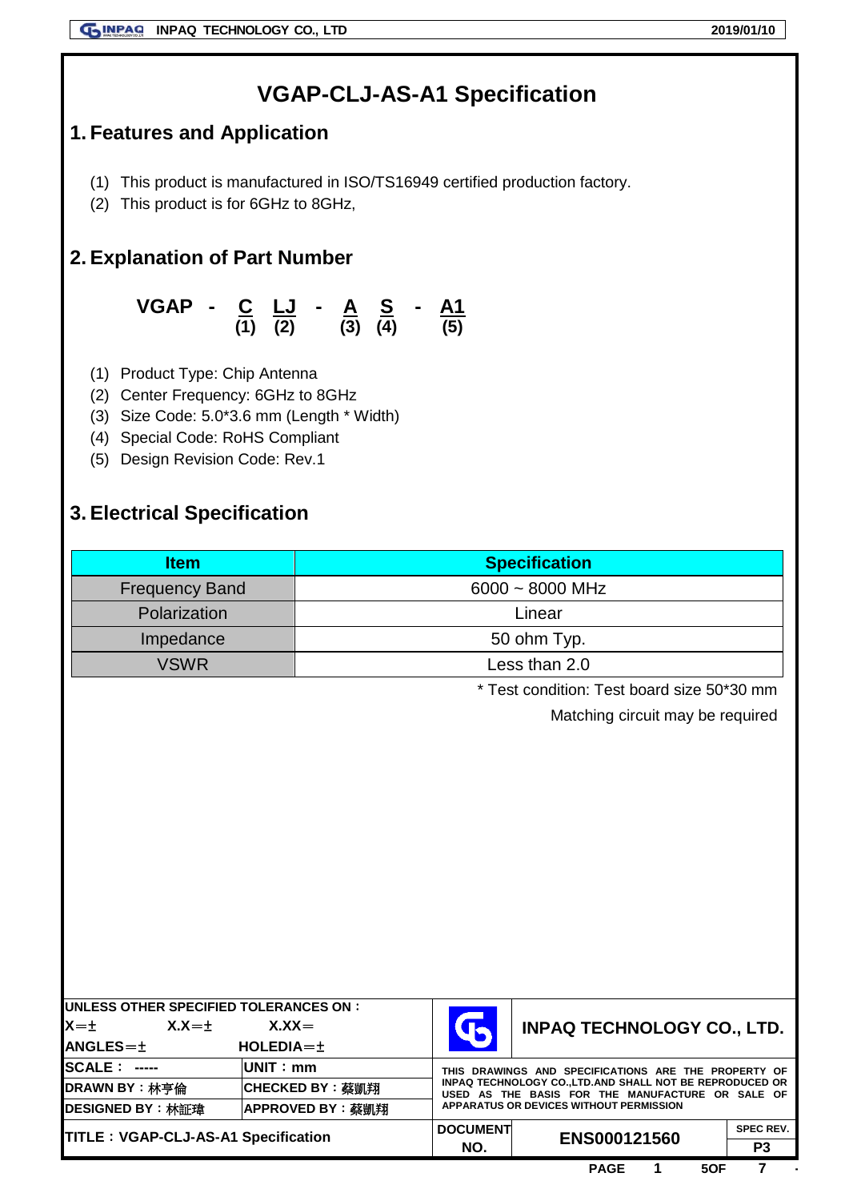# VGAP-CLJ-AS-A1 Specification

## 1. Features and Application

(1) This product is manufactured in ISO/TS16949 certified production factory.
(2) This product is for 6GHz to 8GHz,

## 2. Explanation of Part Number

**VGAP - C LJ - A S - A1**
**(1) (2) (3) (4) (5)**

(1) Product Type: Chip Antenna
(2) Center Frequency: 6GHz to 8GHz
(3) Size Code: 5.0*3.6 mm (Length * Width)
(4) Special Code: RoHS Compliant
(5) Design Revision Code: Rev.1

## 3. Electrical Specification

| Item | Specification |
|---|---|
| Frequency Band | 6000 ~ 8000 MHz |
| Polarization | Linear |
| Impedance | 50 ohm Typ. |
| VSWR | Less than 2.0 |

* Test condition: Test board size 50*30 mm
Matching circuit may be required

| UNLESS OTHER SPECIFIED TOLERANCES ON : X=± X.X=± X.XX= ANGLES=± HOLEDIA=± | | INPAQ TECHNOLOGY CO., LTD. | |
|---|---|---|---|
| SCALE : ----- | UNIT : mm | THIS DRAWINGS AND SPECIFICATIONS ARE THE PROPERTY OF INPAQ TECHNOLOGY CO.,LTD.AND SHALL NOT BE REPRODUCED OR USED AS THE BASIS FOR THE MANUFACTURE OR SALE OF APPARATUS OR DEVICES WITHOUT PERMISSION | |
| DRAWN BY : 林亨倫 | CHECKED BY : 蔡凱翔 | | |
| DESIGNED BY : 林証瑋 | APPROVED BY : 蔡凱翔 | | |
| TITLE : VGAP-CLJ-AS-A1 Specification | | DOCUMENT NO. ENS000121560 | SPEC REV. P3 |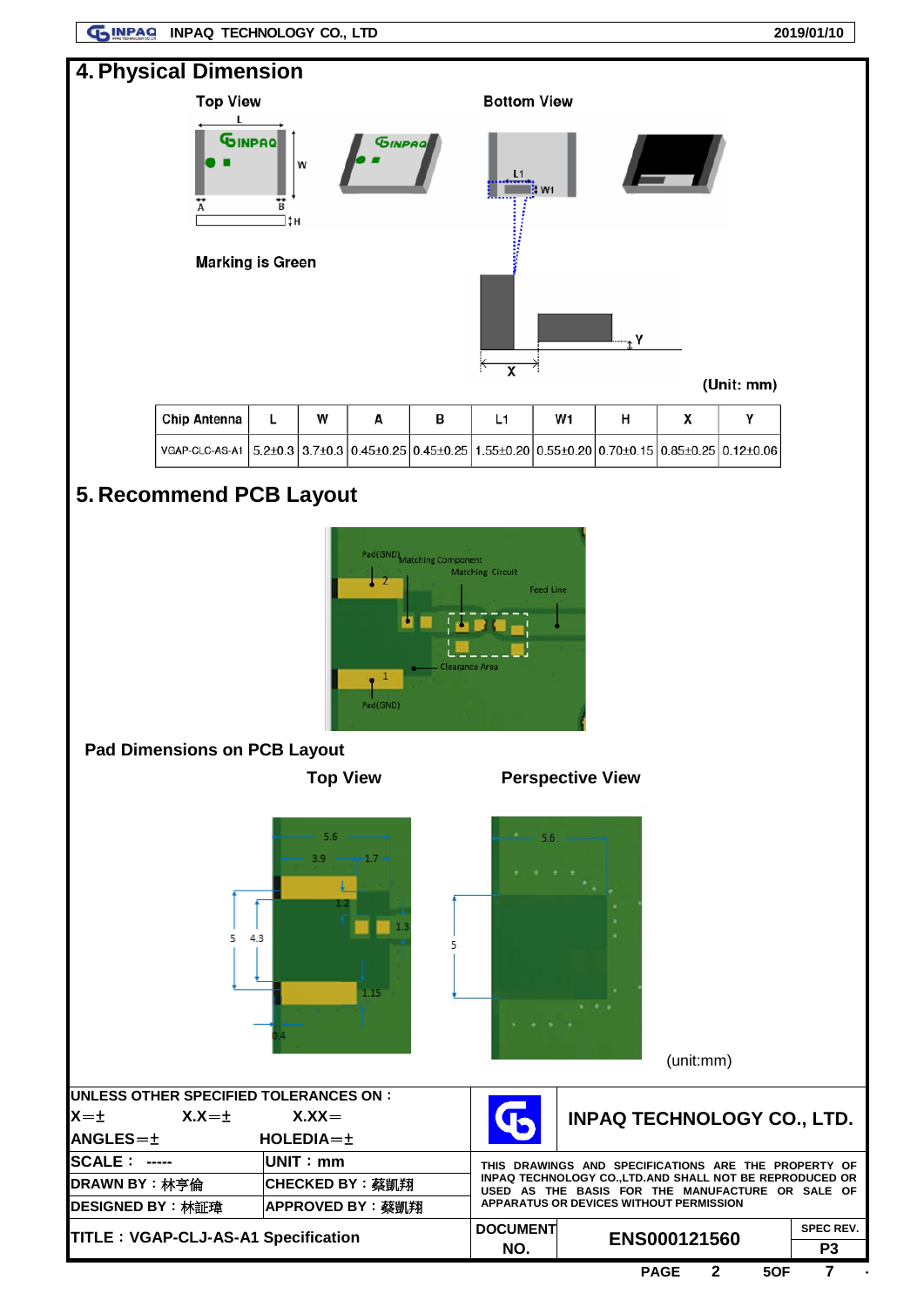## 4. Physical Dimension

Top View

Bottom View

Marking is Green

(Unit: mm)

| Chip Antenna | L | W | A | B | L1 | W1 | H | X | Y |
|---|---|---|---|---|---|---|---|---|---|
| VGAP-CLC-AS-A1 | 5.2±0.3 | 3.7±0.3 | 0.45±0.25 | 0.45±0.25 | 1.55±0.20 | 0.55±0.20 | 0.70±0.15 | 0.85±0.25 | 0.12±0.06 |

## 5. Recommend PCB Layout

### Pad Dimensions on PCB Layout

Top View

Perspective View

(unit:mm)

| UNLESS OTHER SPECIFIED TOLERANCES ON：<br>X=± X.X=± X.XX=<br>ANGLES=± HOLEDIA=± | | INPAQ TECHNOLOGY CO., LTD. |
|---|---|---|
| SCALE： ----- | UNIT：mm | THIS DRAWINGS AND SPECIFICATIONS ARE THE PROPERTY OF INPAQ TECHNOLOGY CO.,LTD.AND SHALL NOT BE REPRODUCED OR USED AS THE BASIS FOR THE MANUFACTURE OR SALE OF APPARATUS OR DEVICES WITHOUT PERMISSION |
| DRAWN BY：林亭倫 | CHECKED BY：蔡凱翔 | |
| DESIGNED BY：林証瑋 | APPROVED BY：蔡凱翔 | |
| TITLE：VGAP-CLJ-AS-A1 Specification | DOCUMENT NO. | ENS000121560 / SPEC REV. P3 |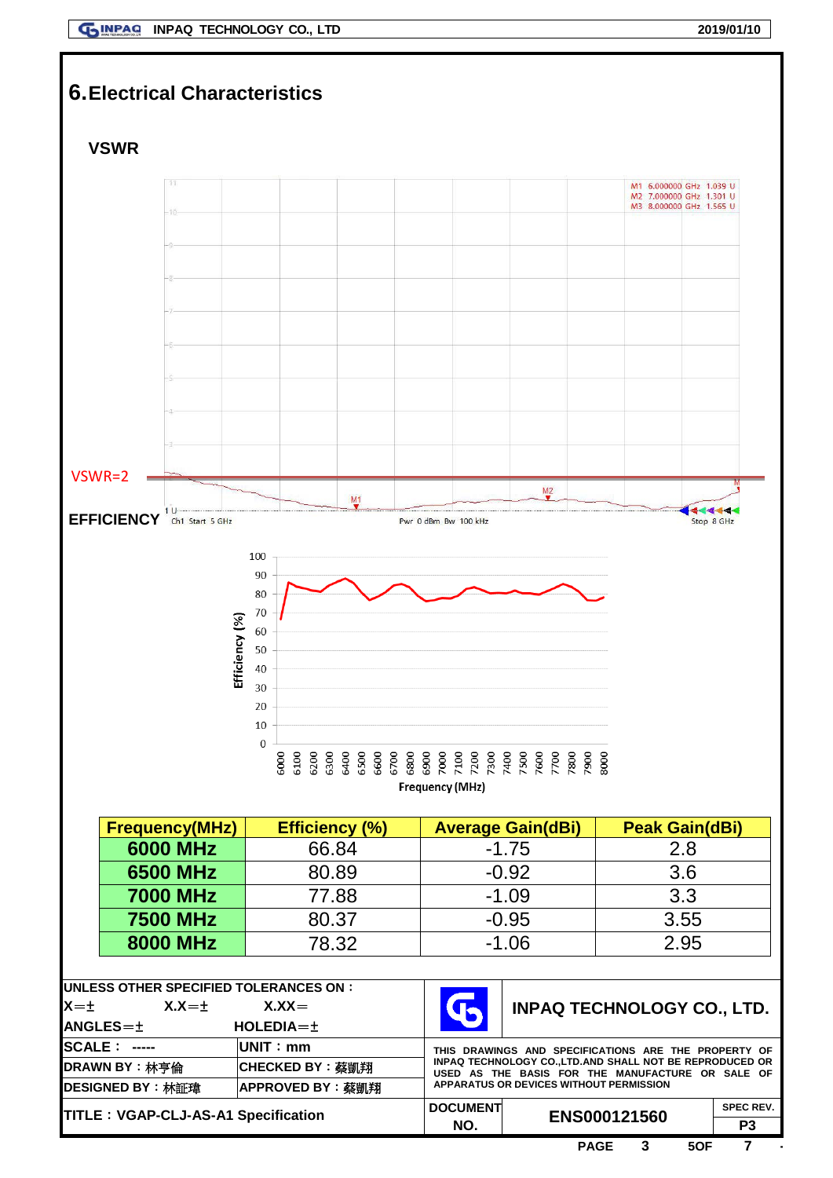# 6.Electrical Characteristics

## VSWR

M1 6.000000 GHz 1.039 U
M2 7.000000 GHz 1.301 U
M3 8.000000 GHz 1.565 U

VSWR=2

Ch1 Start 5 GHz    Pwr 0 dBm Bw 100 kHz    Stop 8 GHz

## EFFICIENCY

Efficiency (%)

Frequency (MHz)

| Frequency(MHz) | Efficiency (%) | Average Gain(dBi) | Peak Gain(dBi) |
|---|---|---|---|
| 6000 MHz | 66.84 | -1.75 | 2.8 |
| 6500 MHz | 80.89 | -0.92 | 3.6 |
| 7000 MHz | 77.88 | -1.09 | 3.3 |
| 7500 MHz | 80.37 | -0.95 | 3.55 |
| 8000 MHz | 78.32 | -1.06 | 2.95 |

| UNLESS OTHER SPECIFIED TOLERANCES ON： | | INPAQ TECHNOLOGY CO., LTD. | |
|---|---|---|---|
| X=± X.X=± X.XX= | | | |
| ANGLES=± | HOLEDIA=± | | |
| SCALE： ----- | UNIT：mm | THIS DRAWINGS AND SPECIFICATIONS ARE THE PROPERTY OF INPAQ TECHNOLOGY CO.,LTD.AND SHALL NOT BE REPRODUCED OR USED AS THE BASIS FOR THE MANUFACTURE OR SALE OF APPARATUS OR DEVICES WITHOUT PERMISSION | |
| DRAWN BY：林亨倫 | CHECKED BY：蔡凱翔 | | |
| DESIGNED BY：林証瑋 | APPROVED BY：蔡凱翔 | | |
| TITLE：VGAP-CLJ-AS-A1 Specification | | DOCUMENT NO. ENS000121560 | SPEC REV. P3 |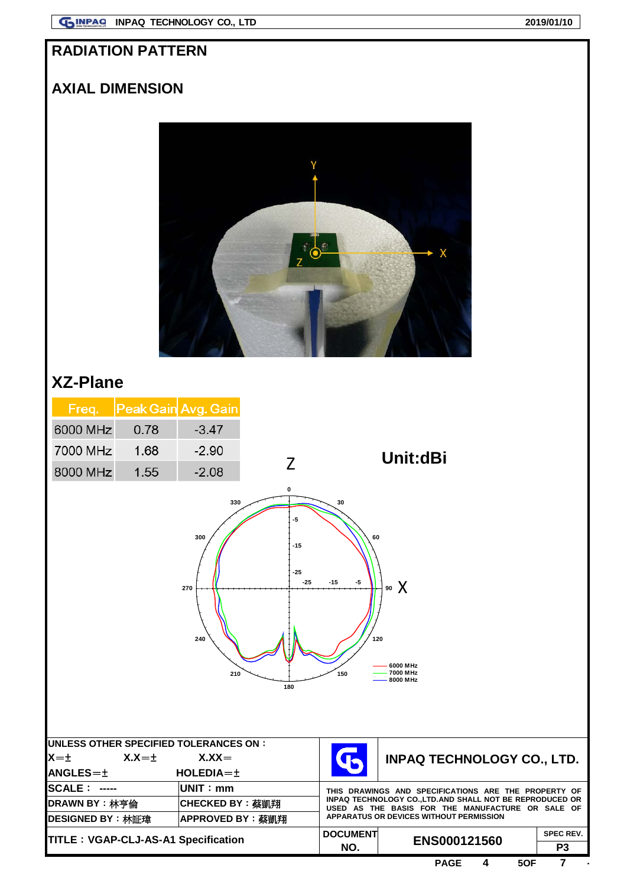# RADIATION PATTERN

## AXIAL DIMENSION

## XZ-Plane

| Freq. | Peak Gain | Avg. Gain |
|---|---|---|
| 6000 MHz | 0.78 | -3.47 |
| 7000 MHz | 1.68 | -2.90 |
| 8000 MHz | 1.55 | -2.08 |

Unit:dBi

| UNLESS OTHER SPECIFIED TOLERANCES ON： | | INPAQ TECHNOLOGY CO., LTD. |
|---|---|---|
| X=± X.X=± X.XX= | | |
| ANGLES=± | HOLEDIA=± | |
| SCALE： ----- | UNIT：mm | THIS DRAWINGS AND SPECIFICATIONS ARE THE PROPERTY OF INPAQ TECHNOLOGY CO.,LTD.AND SHALL NOT BE REPRODUCED OR USED AS THE BASIS FOR THE MANUFACTURE OR SALE OF APPARATUS OR DEVICES WITHOUT PERMISSION |
| DRAWN BY：林亨倫 | CHECKED BY：蔡凱翔 | |
| DESIGNED BY：林証瑋 | APPROVED BY：蔡凱翔 | |
| TITLE：VGAP-CLJ-AS-A1 Specification | | DOCUMENT NO. ENS000121560 SPEC REV. P3 |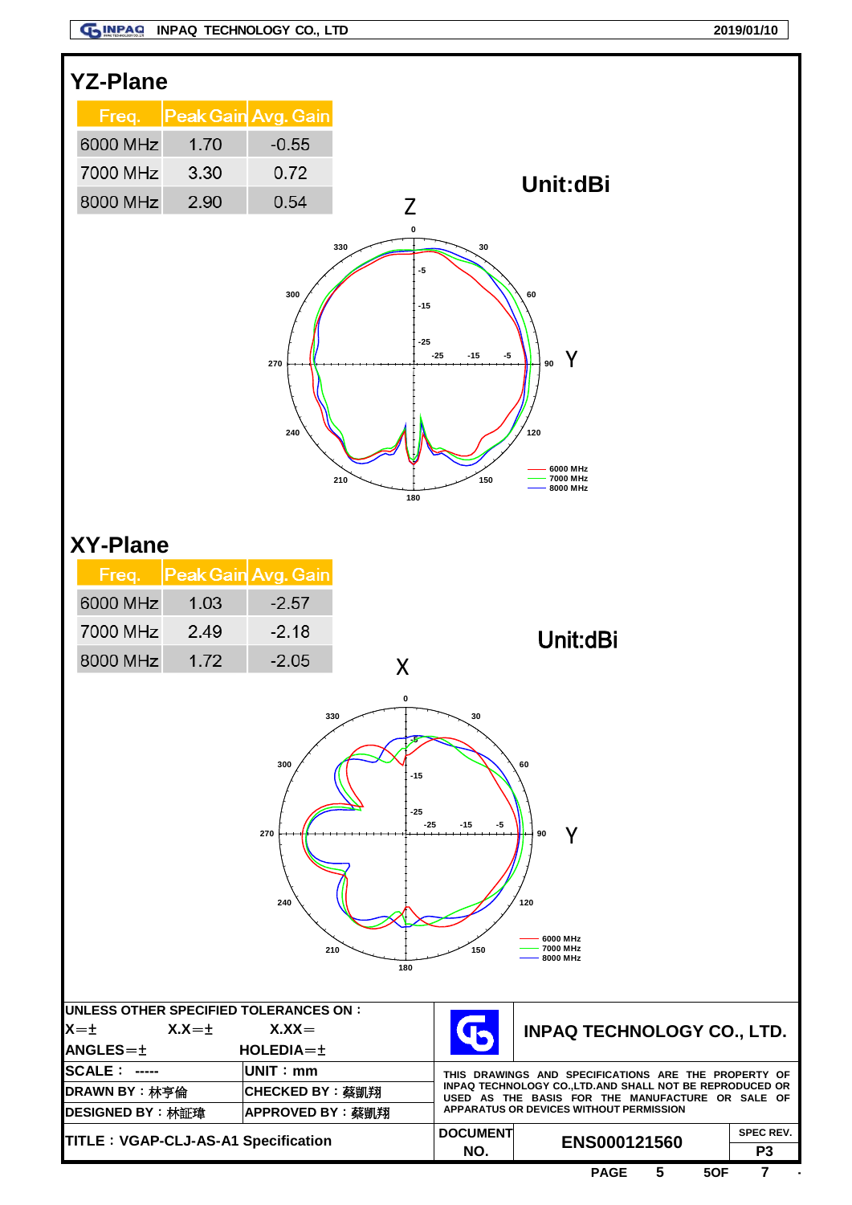## YZ-Plane

| Freq. | Peak Gain | Avg. Gain |
|---|---|---|
| 6000 MHz | 1.70 | -0.55 |
| 7000 MHz | 3.30 | 0.72 |
| 8000 MHz | 2.90 | 0.54 |

Unit:dBi

## XY-Plane

| Freq. | Peak Gain | Avg. Gain |
|---|---|---|
| 6000 MHz | 1.03 | -2.57 |
| 7000 MHz | 2.49 | -2.18 |
| 8000 MHz | 1.72 | -2.05 |

Unit:dBi

| UNLESS OTHER SPECIFIED TOLERANCES ON： | | INPAQ TECHNOLOGY CO., LTD. |
|---|---|---|
| X=± X.X=± X.XX= | | |
| ANGLES=± | HOLEDIA=± | |
| SCALE： ----- | UNIT：mm | THIS DRAWINGS AND SPECIFICATIONS ARE THE PROPERTY OF INPAQ TECHNOLOGY CO.,LTD.AND SHALL NOT BE REPRODUCED OR USED AS THE BASIS FOR THE MANUFACTURE OR SALE OF APPARATUS OR DEVICES WITHOUT PERMISSION |
| DRAWN BY：林亨倫 | CHECKED BY：蔡凱翔 | |
| DESIGNED BY：林証瑋 | APPROVED BY：蔡凱翔 | |
| TITLE：VGAP-CLJ-AS-A1 Specification | DOCUMENT NO. ENS000121560 | SPEC REV. P3 |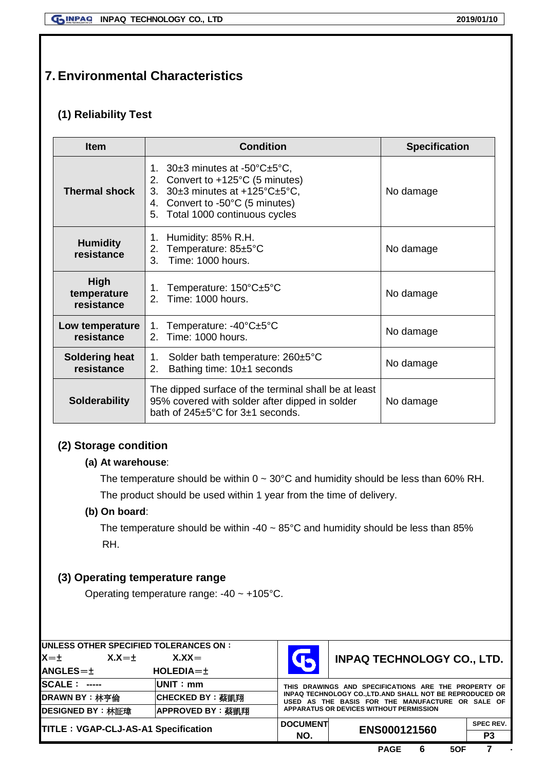# 7. Environmental Characteristics

## (1) Reliability Test

| Item | Condition | Specification |
|---|---|---|
| **Thermal shock** | 1. 30±3 minutes at -50°C±5°C,<br>2. Convert to +125°C (5 minutes)<br>3. 30±3 minutes at +125°C±5°C,<br>4. Convert to -50°C (5 minutes)<br>5. Total 1000 continuous cycles | No damage |
| **Humidity resistance** | 1. Humidity: 85% R.H.<br>2. Temperature: 85±5°C<br>3. Time: 1000 hours. | No damage |
| **High temperature resistance** | 1. Temperature: 150°C±5°C<br>2. Time: 1000 hours. | No damage |
| **Low temperature resistance** | 1. Temperature: -40°C±5°C<br>2. Time: 1000 hours. | No damage |
| **Soldering heat resistance** | 1. Solder bath temperature: 260±5°C<br>2. Bathing time: 10±1 seconds | No damage |
| **Solderability** | The dipped surface of the terminal shall be at least 95% covered with solder after dipped in solder bath of 245±5°C for 3±1 seconds. | No damage |

## (2) Storage condition

**(a) At warehouse**:

The temperature should be within 0 ~ 30°C and humidity should be less than 60% RH.

The product should be used within 1 year from the time of delivery.

**(b) On board**:

The temperature should be within -40 ~ 85°C and humidity should be less than 85% RH.

## (3) Operating temperature range

Operating temperature range: -40 ~ +105°C.

| UNLESS OTHER SPECIFIED TOLERANCES ON：<br>X=±　X.X=±　X.XX=<br>ANGLES=±　HOLEDIA=± | | INPAQ TECHNOLOGY CO., LTD. | |
|---|---|---|---|
| SCALE： ----- | UNIT：mm | THIS DRAWINGS AND SPECIFICATIONS ARE THE PROPERTY OF INPAQ TECHNOLOGY CO.,LTD.AND SHALL NOT BE REPRODUCED OR USED AS THE BASIS FOR THE MANUFACTURE OR SALE OF APPARATUS OR DEVICES WITHOUT PERMISSION | |
| DRAWN BY：林亨倫 | CHECKED BY：蔡凱翔 | | |
| DESIGNED BY：林証瑋 | APPROVED BY：蔡凱翔 | | |
| TITLE：VGAP-CLJ-AS-A1 Specification | DOCUMENT NO. | ENS000121560 | SPEC REV. P3 |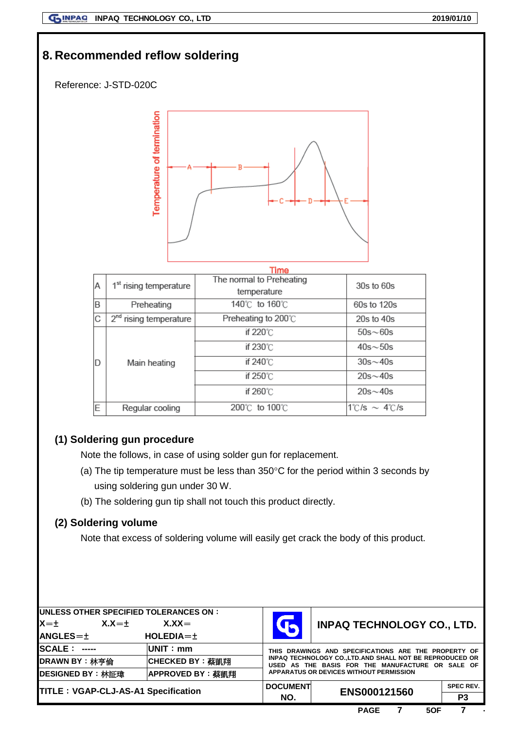# 8. Recommended reflow soldering

Reference: J-STD-020C

Temperature of termination

A B C D E

Time

| | | | |
|---|---|---|---|
| A | 1st rising temperature | The normal to Preheating temperature | 30s to 60s |
| B | Preheating | 140℃ to 160℃ | 60s to 120s |
| C | 2nd rising temperature | Preheating to 200℃ | 20s to 40s |
| D | Main heating | if 220℃ | 50s～60s |
| | | if 230℃ | 40s～50s |
| | | if 240℃ | 30s～40s |
| | | if 250℃ | 20s～40s |
| | | if 260℃ | 20s～40s |
| E | Regular cooling | 200℃ to 100℃ | 1℃/s ～ 4℃/s |

## (1) Soldering gun procedure

Note the follows, in case of using solder gun for replacement.

(a) The tip temperature must be less than 350°C for the period within 3 seconds by using soldering gun under 30 W.

(b) The soldering gun tip shall not touch this product directly.

## (2) Soldering volume

Note that excess of soldering volume will easily get crack the body of this product.

| | | | |
|---|---|---|---|
| UNLESS OTHER SPECIFIED TOLERANCES ON：<br>X=± X.X=± X.XX=<br>ANGLES=± HOLEDIA=± | | INPAQ TECHNOLOGY CO., LTD. | |
| SCALE： ----- | UNIT：mm | THIS DRAWINGS AND SPECIFICATIONS ARE THE PROPERTY OF INPAQ TECHNOLOGY CO.,LTD.AND SHALL NOT BE REPRODUCED OR USED AS THE BASIS FOR THE MANUFACTURE OR SALE OF APPARATUS OR DEVICES WITHOUT PERMISSION | |
| DRAWN BY：林亨倫 | CHECKED BY：蔡凱翔 | | |
| DESIGNED BY：林証瑋 | APPROVED BY：蔡凱翔 | | |
| TITLE：VGAP-CLJ-AS-A1 Specification | | DOCUMENT NO. ENS000121560 | SPEC REV. P3 |